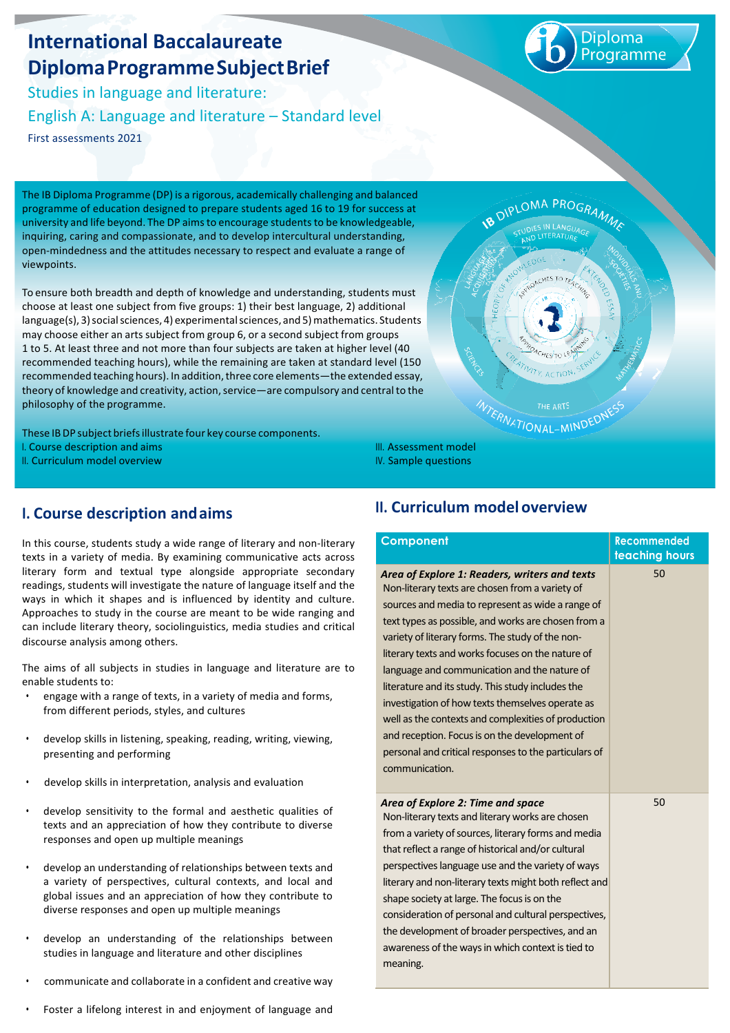# International Baccalaureate Diploma Programme Subject Brief

Studies in language and literature:

English A: Language and literature – Standard level

First assessments 2021

The IB Diploma Programme (DP) is a rigorous, academically challenging and balanced programme of education designed to prepare students aged 16 to 19 for success at university and life beyond. The DP aims to encourage students to be knowledgeable, inquiring, caring and compassionate, and to develop intercultural understanding, open-mindedness and the attitudes necessary to respect and evaluate a range of viewpoints.

To ensure both breadth and depth of knowledge and understanding, students must choose at least one subject from five groups: 1) their best language, 2) additional language(s), 3) social sciences, 4) experimental sciences, and 5) mathematics. Students may choose either an arts subject from group 6, or a second subject from groups 1 to 5. At least three and not more than four subjects are taken at higher level (40 recommended teaching hours), while the remaining are taken at standard level (150 recommended teaching hours). In addition, three core elements—the extended essay, theory of knowledge and creativity, action, service—are compulsory and central to the philosophy of the programme.

These IB DP subject briefs illustrate four key course components.

I. Course description and aims

II. Curriculum model overview

III. Assessment model

IV. Sample questions

## I. Course description and aims

In this course, students study a wide range of literary and non-literary texts in a variety of media. By examining communicative acts across literary form and textual type alongside appropriate secondary readings, students will investigate the nature of language itself and the ways in which it shapes and is influenced by identity and culture. Approaches to study in the course are meant to be wide ranging and can include literary theory, sociolinguistics, media studies and critical discourse analysis among others.

The aims of all subjects in studies in language and literature are to enable students to:

- engage with a range of texts, in a variety of media and forms, from different periods, styles, and cultures
- develop skills in listening, speaking, reading, writing, viewing, presenting and performing
- develop skills in interpretation, analysis and evaluation
- develop sensitivity to the formal and aesthetic qualities of texts and an appreciation of how they contribute to diverse responses and open up multiple meanings
- develop an understanding of relationships between texts and a variety of perspectives, cultural contexts, and local and global issues and an appreciation of how they contribute to diverse responses and open up multiple meanings
- develop an understanding of the relationships between studies in language and literature and other disciplines
- communicate and collaborate in a confident and creative way
- Foster a lifelong interest in and enjoyment of language and

## II. Curriculum model overview

| Component | Recommended teaching hours |
|---|---|
| ***Area of Explore 1: Readers, writers and texts*** Non-literary texts are chosen from a variety of sources and media to represent as wide a range of text types as possible, and works are chosen from a variety of literary forms. The study of the non-literary texts and works focuses on the nature of language and communication and the nature of literature and its study. This study includes the investigation of how texts themselves operate as well as the contexts and complexities of production and reception. Focus is on the development of personal and critical responses to the particulars of communication. | 50 |
| ***Area of Explore 2: Time and space*** Non-literary texts and literary works are chosen from a variety of sources, literary forms and media that reflect a range of historical and/or cultural perspectives language use and the variety of ways literary and non-literary texts might both reflect and shape society at large. The focus is on the consideration of personal and cultural perspectives, the development of broader perspectives, and an awareness of the ways in which context is tied to meaning. | 50 |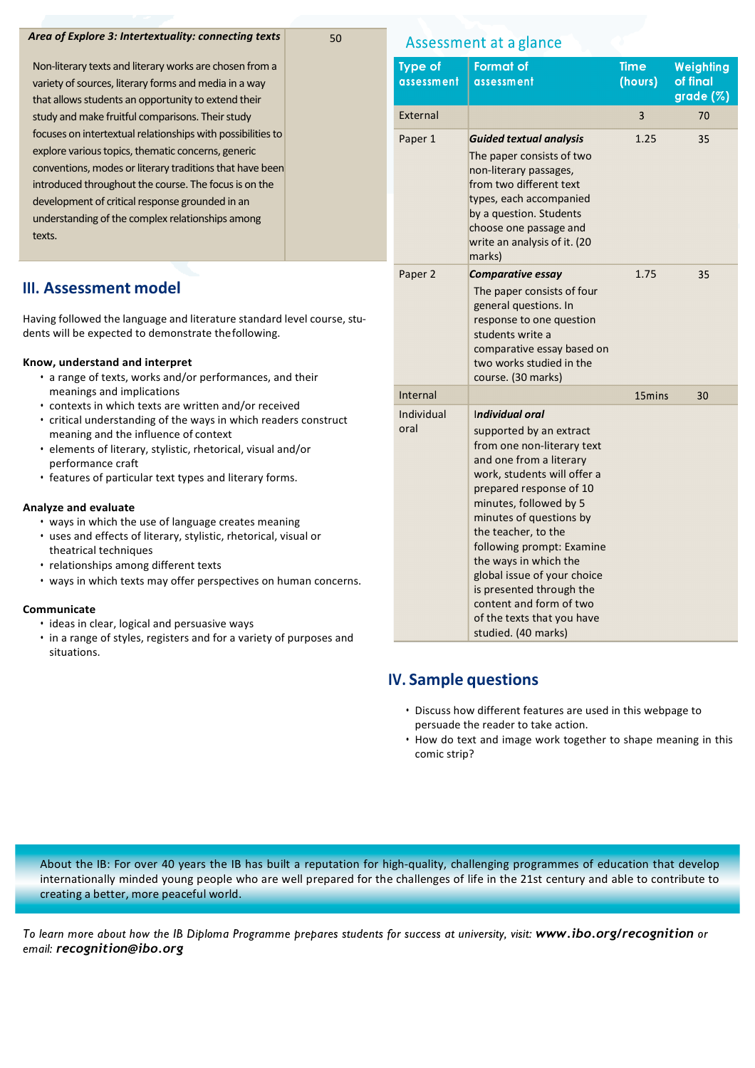| Area of Explore 3: Intertextuality: connecting texts | 50 |
|---|---|
| Non-literary texts and literary works are chosen from a variety of sources, literary forms and media in a way that allows students an opportunity to extend their study and make fruitful comparisons. Their study focuses on intertextual relationships with possibilities to explore various topics, thematic concerns, generic conventions, modes or literary traditions that have been introduced throughout the course. The focus is on the development of critical response grounded in an understanding of the complex relationships among texts. | |

## III. Assessment model

Having followed the language and literature standard level course, students will be expected to demonstrate the following.

**Know, understand and interpret**

- a range of texts, works and/or performances, and their meanings and implications
- contexts in which texts are written and/or received
- critical understanding of the ways in which readers construct meaning and the influence of context
- elements of literary, stylistic, rhetorical, visual and/or performance craft
- features of particular text types and literary forms.

**Analyze and evaluate**

- ways in which the use of language creates meaning
- uses and effects of literary, stylistic, rhetorical, visual or theatrical techniques
- relationships among different texts
- ways in which texts may offer perspectives on human concerns.

**Communicate**

- ideas in clear, logical and persuasive ways
- in a range of styles, registers and for a variety of purposes and situations.

## Assessment at a glance

| Type of assessment | Format of assessment | Time (hours) | Weighting of final grade (%) |
|---|---|---|---|
| External | | 3 | 70 |
| Paper 1 | ***Guided textual analysis*** The paper consists of two non-literary passages, from two different text types, each accompanied by a question. Students choose one passage and write an analysis of it. (20 marks) | 1.25 | 35 |
| Paper 2 | ***Comparative essay*** The paper consists of four general questions. In response to one question students write a comparative essay based on two works studied in the course. (30 marks) | 1.75 | 35 |
| Internal | | 15mins | 30 |
| Individual oral | ***Individual oral*** supported by an extract from one non-literary text and one from a literary work, students will offer a prepared response of 10 minutes, followed by 5 minutes of questions by the teacher, to the following prompt: Examine the ways in which the global issue of your choice is presented through the content and form of two of the texts that you have studied. (40 marks) | | |

## IV. Sample questions

- Discuss how different features are used in this webpage to persuade the reader to take action.
- How do text and image work together to shape meaning in this comic strip?

About the IB: For over 40 years the IB has built a reputation for high-quality, challenging programmes of education that develop internationally minded young people who are well prepared for the challenges of life in the 21st century and able to contribute to creating a better, more peaceful world.

*To learn more about how the IB Diploma Programme prepares students for success at university, visit:* ***www.ibo.org/recognition*** *or email:* ***recognition@ibo.org***